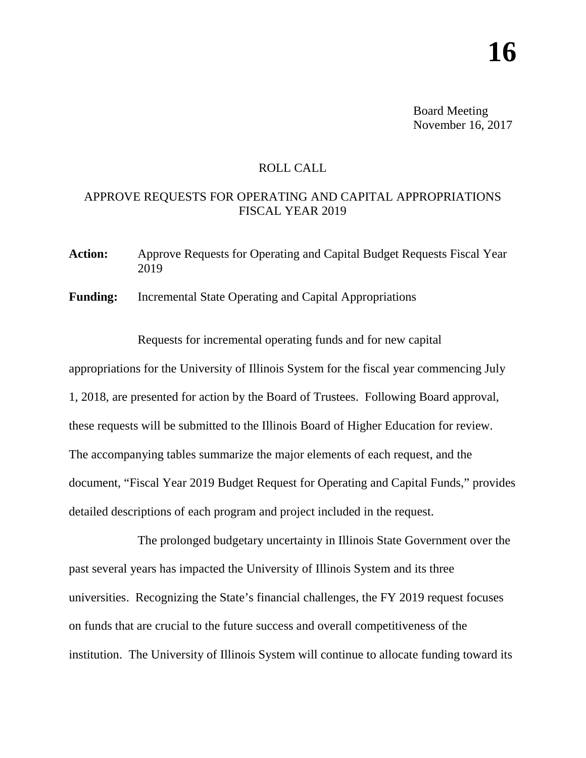# 16

Board Meeting
November 16, 2017

## ROLL CALL

## APPROVE REQUESTS FOR OPERATING AND CAPITAL APPROPRIATIONS FISCAL YEAR 2019

**Action:** Approve Requests for Operating and Capital Budget Requests Fiscal Year 2019

**Funding:** Incremental State Operating and Capital Appropriations

Requests for incremental operating funds and for new capital appropriations for the University of Illinois System for the fiscal year commencing July 1, 2018, are presented for action by the Board of Trustees. Following Board approval, these requests will be submitted to the Illinois Board of Higher Education for review. The accompanying tables summarize the major elements of each request, and the document, "Fiscal Year 2019 Budget Request for Operating and Capital Funds," provides detailed descriptions of each program and project included in the request.

The prolonged budgetary uncertainty in Illinois State Government over the past several years has impacted the University of Illinois System and its three universities. Recognizing the State's financial challenges, the FY 2019 request focuses on funds that are crucial to the future success and overall competitiveness of the institution. The University of Illinois System will continue to allocate funding toward its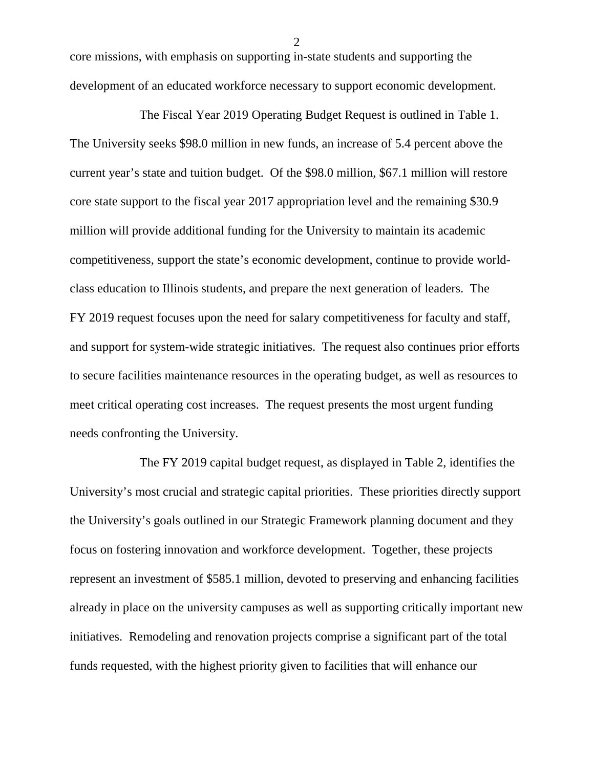core missions, with emphasis on supporting in-state students and supporting the development of an educated workforce necessary to support economic development.

The Fiscal Year 2019 Operating Budget Request is outlined in Table 1. The University seeks \$98.0 million in new funds, an increase of 5.4 percent above the current year's state and tuition budget. Of the \$98.0 million, \$67.1 million will restore core state support to the fiscal year 2017 appropriation level and the remaining \$30.9 million will provide additional funding for the University to maintain its academic competitiveness, support the state's economic development, continue to provide world-class education to Illinois students, and prepare the next generation of leaders. The FY 2019 request focuses upon the need for salary competitiveness for faculty and staff, and support for system-wide strategic initiatives. The request also continues prior efforts to secure facilities maintenance resources in the operating budget, as well as resources to meet critical operating cost increases. The request presents the most urgent funding needs confronting the University.

The FY 2019 capital budget request, as displayed in Table 2, identifies the University's most crucial and strategic capital priorities. These priorities directly support the University's goals outlined in our Strategic Framework planning document and they focus on fostering innovation and workforce development. Together, these projects represent an investment of \$585.1 million, devoted to preserving and enhancing facilities already in place on the university campuses as well as supporting critically important new initiatives. Remodeling and renovation projects comprise a significant part of the total funds requested, with the highest priority given to facilities that will enhance our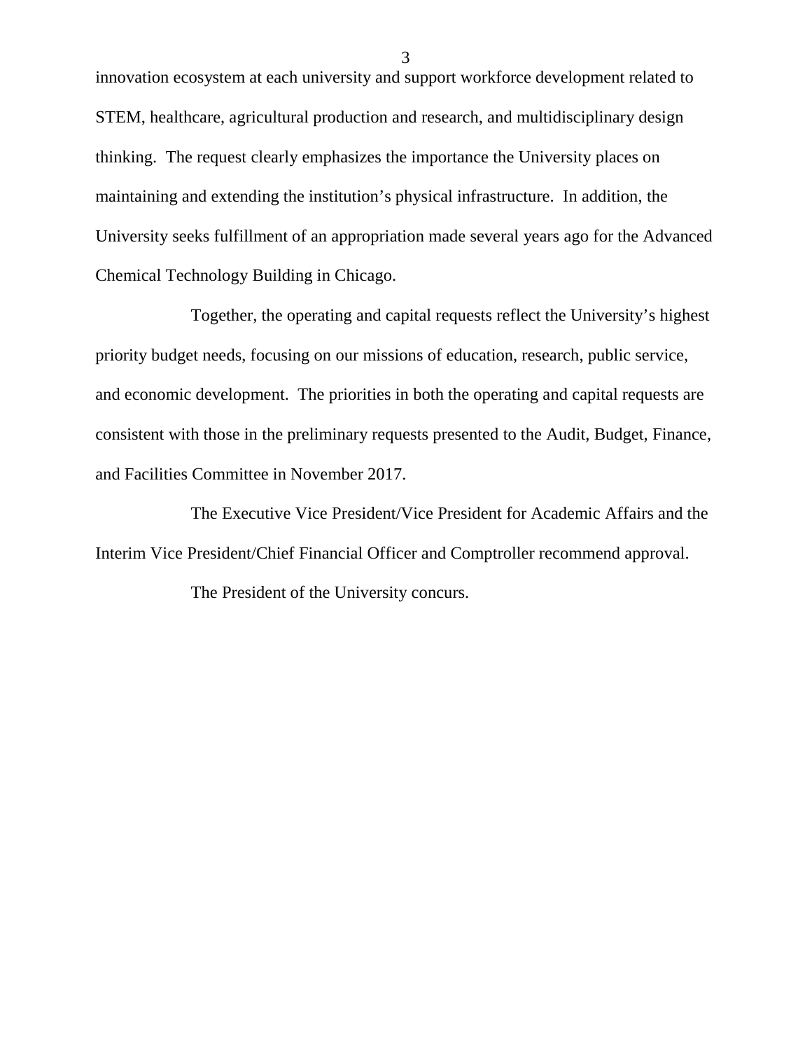innovation ecosystem at each university and support workforce development related to STEM, healthcare, agricultural production and research, and multidisciplinary design thinking. The request clearly emphasizes the importance the University places on maintaining and extending the institution's physical infrastructure. In addition, the University seeks fulfillment of an appropriation made several years ago for the Advanced Chemical Technology Building in Chicago.

Together, the operating and capital requests reflect the University's highest priority budget needs, focusing on our missions of education, research, public service, and economic development. The priorities in both the operating and capital requests are consistent with those in the preliminary requests presented to the Audit, Budget, Finance, and Facilities Committee in November 2017.

The Executive Vice President/Vice President for Academic Affairs and the Interim Vice President/Chief Financial Officer and Comptroller recommend approval.

The President of the University concurs.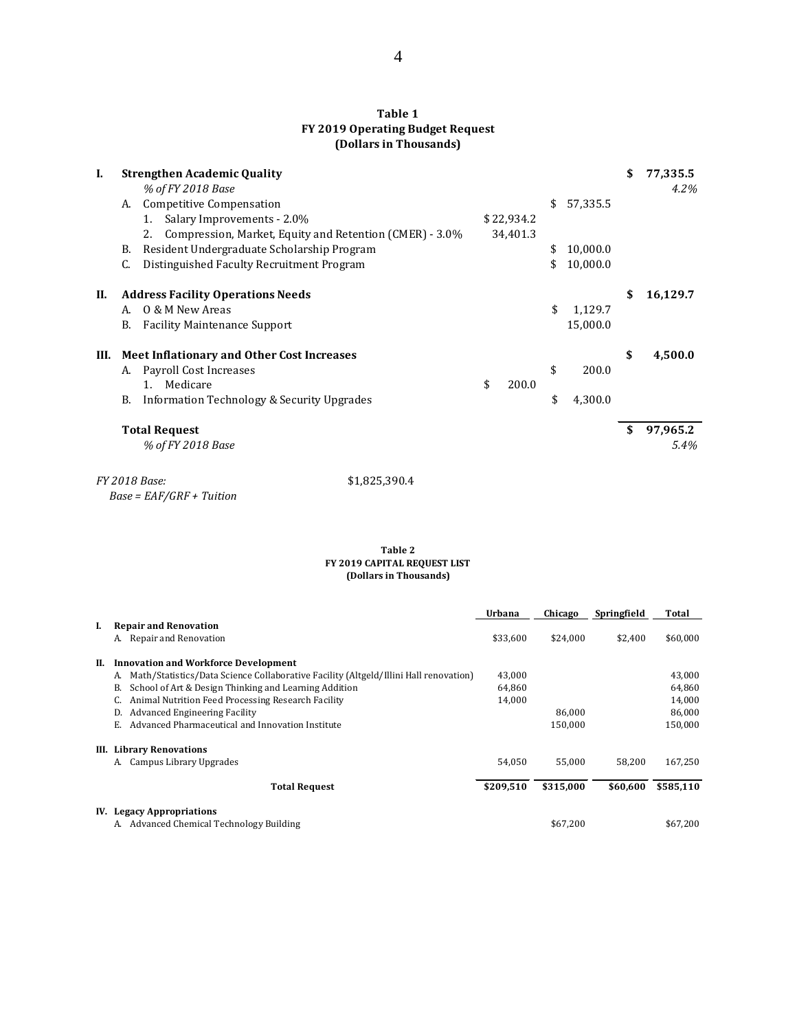**Table 1**
**FY 2019 Operating Budget Request**
**(Dollars in Thousands)**

| | | | | |
|---|---|---|---|---|
| **I.** | **Strengthen Academic Quality** | | | **$ 77,335.5** |
| | *% of FY 2018 Base* | | | *4.2%* |
| | A. Competitive Compensation | | $ 57,335.5 | |
| | 1. Salary Improvements - 2.0% | $ 22,934.2 | | |
| | 2. Compression, Market, Equity and Retention (CMER) - 3.0% | 34,401.3 | | |
| | B. Resident Undergraduate Scholarship Program | | $ 10,000.0 | |
| | C. Distinguished Faculty Recruitment Program | | $ 10,000.0 | |
| **II.** | **Address Facility Operations Needs** | | | **$ 16,129.7** |
| | A. O & M New Areas | | $ 1,129.7 | |
| | B. Facility Maintenance Support | | 15,000.0 | |
| **III.** | **Meet Inflationary and Other Cost Increases** | | | **$ 4,500.0** |
| | A. Payroll Cost Increases | | $ 200.0 | |
| | 1. Medicare | $ 200.0 | | |
| | B. Information Technology & Security Upgrades | | $ 4,300.0 | |
| | **Total Request** | | | **$ 97,965.2** |
| | *% of FY 2018 Base* | | | *5.4%* |

*FY 2018 Base:* $1,825,390.4
*Base = EAF/GRF + Tuition*

**Table 2**
**FY 2019 CAPITAL REQUEST LIST**
**(Dollars in Thousands)**

| | | Urbana | Chicago | Springfield | Total |
|---|---|---|---|---|---|
| **I.** | **Repair and Renovation** | | | | |
| | A. Repair and Renovation | $33,600 | $24,000 | $2,400 | $60,000 |
| **II.** | **Innovation and Workforce Development** | | | | |
| | A. Math/Statistics/Data Science Collaborative Facility (Altgeld/Illini Hall renovation) | 43,000 | | | 43,000 |
| | B. School of Art & Design Thinking and Learning Addition | 64,860 | | | 64,860 |
| | C. Animal Nutrition Feed Processing Research Facility | 14,000 | | | 14,000 |
| | D. Advanced Engineering Facility | | 86,000 | | 86,000 |
| | E. Advanced Pharmaceutical and Innovation Institute | | 150,000 | | 150,000 |
| **III.** | **Library Renovations** | | | | |
| | A. Campus Library Upgrades | 54,050 | 55,000 | 58,200 | 167,250 |
| | **Total Request** | **$209,510** | **$315,000** | **$60,600** | **$585,110** |
| **IV.** | **Legacy Appropriations** | | | | |
| | A. Advanced Chemical Technology Building | | $67,200 | | $67,200 |